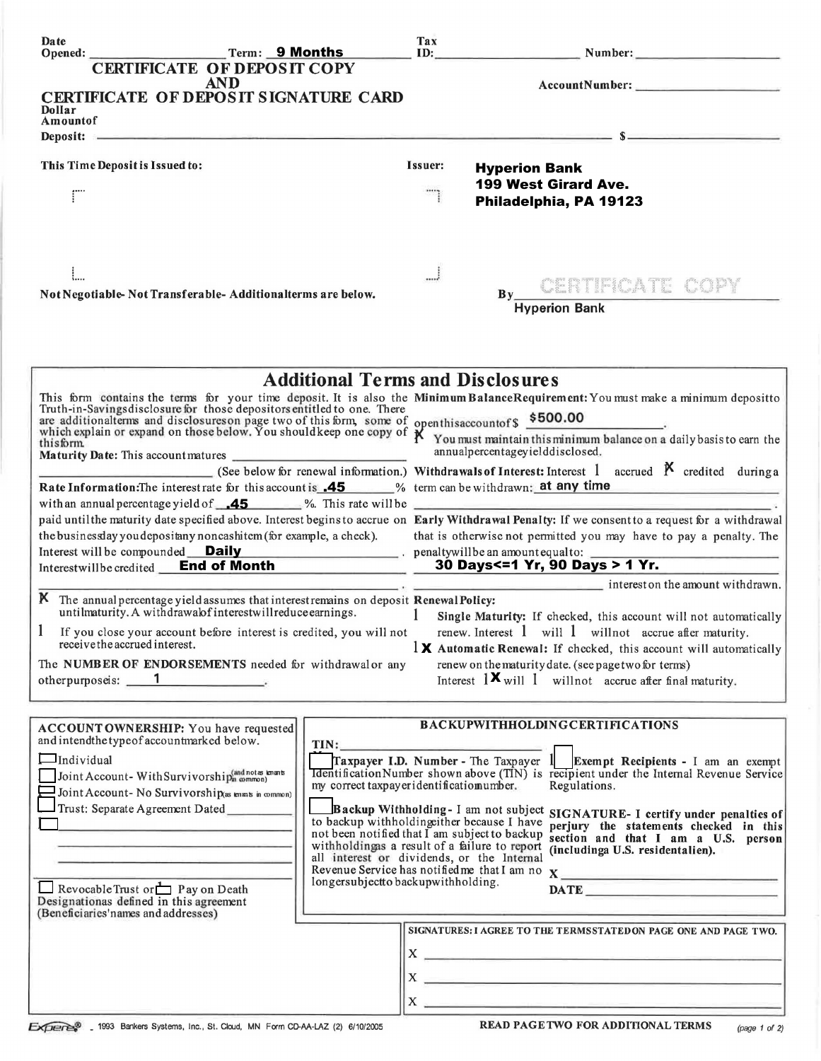Date Opened: ____________________ Term: **9 Months** ____________ Tax ID: ____________________ Number: ____________________

# CERTIFICATE OF DEPOSIT COPY AND CERTIFICATE OF DEPOSIT SIGNATURE CARD

Account Number: ____________________

Dollar Amount of Deposit: ____________________ $ ____________________

This Time Deposit is Issued to:

Issuer: **Hyperion Bank**
**199 West Girard Ave.**
**Philadelphia, PA 19123**

Not Negotiable- Not Transferable- Additional terms are below.

By CERTIFICATE COPY
**Hyperion Bank**

## Additional Terms and Disclosures

This form contains the terms for your time deposit. It is also the Truth-in-Savings disclosure for those depositors entitled to one. There are additional terms and disclosures on page two of this form, some of which explain or expand on those below. You should keep one copy of this form.

**Maturity Date:** This account matures ____________________ (See below for renewal information.)

**Rate Information:** The interest rate for this account is **.45** % with an annual percentage yield of **.45** %. This rate will be paid until the maturity date specified above. Interest begins to accrue on the business day you deposit any noncash item (for example, a check).

Interest will be compounded **Daily**.

Interest will be credited **End of Month**.

X The annual percentage yield assumes that interest remains on deposit until maturity. A withdrawal of interest will reduce earnings.

☐ If you close your account before interest is credited, you will not receive the accrued interest.

The **NUMBER OF ENDORSEMENTS** needed for withdrawal or any other purpose is: **1**.

**Minimum Balance Requirement:** You must make a minimum deposit to open this account of $ **$500.00**.

X You must maintain this minimum balance on a daily basis to earn the annual percentage yield disclosed.

**Withdrawals of Interest:** Interest ☐ accrued X credited during a term can be withdrawn: **at any time**.

**Early Withdrawal Penalty:** If we consent to a request for a withdrawal that is otherwise not permitted you may have to pay a penalty. The penalty will be an amount equal to: **30 Days<=1 Yr, 90 Days > 1 Yr.** interest on the amount withdrawn.

**Renewal Policy:**

☐ **Single Maturity:** If checked, this account will not automatically renew. Interest ☐ will ☐ will not accrue after maturity.

X **Automatic Renewal:** If checked, this account will automatically renew on the maturity date. (see page two for terms) Interest X will ☐ will not accrue after final maturity.

**ACCOUNT OWNERSHIP:** You have requested and intend the type of account marked below.

- ☐ Individual
- ☐ Joint Account- With Survivorship (and not as tenants in common)
- ☐ Joint Account- No Survivorship (as tenants in common)
- ☐ Trust: Separate Agreement Dated ____________
- ☐ ____________________

☐ Revocable Trust or ☐ Pay on Death Designation as defined in this agreement (Beneficiaries' names and addresses)

**BACKUP WITHHOLDING CERTIFICATIONS**

TIN: ____________________

☐ **Taxpayer I.D. Number -** The Taxpayer Identification Number shown above (TIN) is my correct taxpayer identification number.

☐ **Backup Withholding -** I am not subject to backup withholding either because I have not been notified that I am subject to backup withholding as a result of a failure to report all interest or dividends, or the Internal Revenue Service has notified me that I am no longer subject to backup withholding.

☐ **Exempt Recipients -** I am an exempt recipient under the Internal Revenue Service Regulations.

**SIGNATURE- I certify under penalties of perjury the statements checked in this section and that I am a U.S. person (including a U.S. resident alien).**

X ____________________

DATE ____________________

**SIGNATURES: I AGREE TO THE TERMS STATED ON PAGE ONE AND PAGE TWO.**

X ____________________

X ____________________

X ____________________

Experts® - 1993 Bankers Systems, Inc., St. Cloud, MN Form CD-AA-LAZ (2) 6/10/2005

**READ PAGE TWO FOR ADDITIONAL TERMS**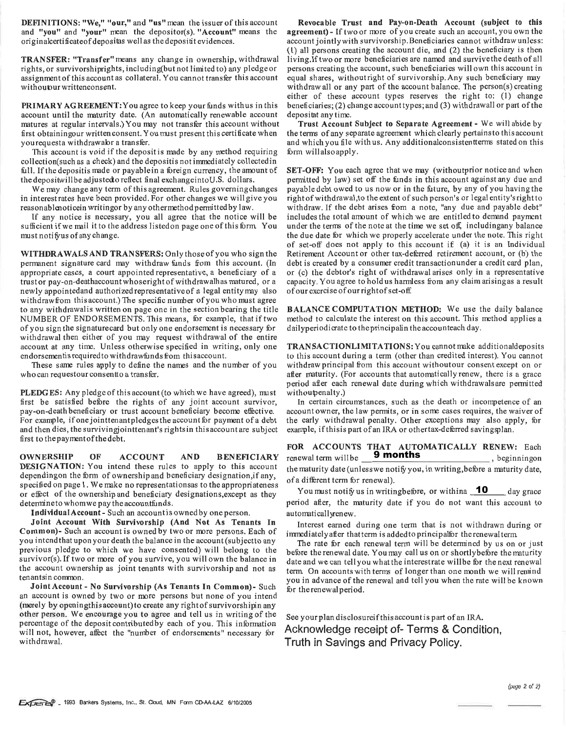**DEFINITIONS:** "We," "our," and "us" mean the issuer of this account and "you" and "your" mean the depositor(s). "Account" means the original certificate of deposit as well as the deposit it evidences.

**TRANSFER:** "Transfer" means any change in ownership, withdrawal rights, or survivorship rights, including (but not limited to) any pledge or assignment of this account as collateral. You cannot transfer this account without our written consent.

**PRIMARY AGREEMENT:** You agree to keep your funds with us in this account until the maturity date. (An automatically renewable account matures at regular intervals.) You may not transfer this account without first obtaining our written consent. You must present this certificate when you request a withdrawal or a transfer.

This account is void if the deposit is made by any method requiring collection (such as a check) and the deposit is not immediately collected in full. If the deposit is made or payable in a foreign currency, the amount of the deposit will be adjusted to reflect final exchange into U.S. dollars.

We may change any term of this agreement. Rules governing changes in interest rates have been provided. For other changes we will give you reasonable notice in writing or by any other method permitted by law.

If any notice is necessary, you all agree that the notice will be sufficient if we mail it to the address listed on page one of this form. You must notify us of any change.

**WITHDRAWALS AND TRANSFERS:** Only those of you who sign the permanent signature card may withdraw funds from this account. (In appropriate cases, a court appointed representative, a beneficiary of a trust or pay-on-death account whose right of withdrawal has matured, or a newly appointed and authorized representative of a legal entity may also withdraw from this account.) The specific number of you who must agree to any withdrawal is written on page one in the section bearing the title NUMBER OF ENDORSEMENTS. This means, for example, that if two of you sign the signature card but only one endorsement is necessary for withdrawal then either of you may request withdrawal of the entire account at any time. Unless otherwise specified in writing, only one endorsement is required to withdraw funds from this account.

These same rules apply to define the names and the number of you who can request our consent to a transfer.

**PLEDGES:** Any pledge of this account (to which we have agreed), must first be satisfied before the rights of any joint account survivor, pay-on-death beneficiary or trust account beneficiary become effective. For example, if one joint tenant pledges the account for payment of a debt and then dies, the surviving joint tenant's rights in this account are subject first to the payment of the debt.

**OWNERSHIP OF ACCOUNT AND BENEFICIARY DESIGNATION:** You intend these rules to apply to this account depending on the form of ownership and beneficiary designation, if any, specified on page 1. We make no representations as to the appropriateness or effect of the ownership and beneficiary designations, except as they determine to whom we pay the account funds.

**Individual Account** - Such an account is owned by one person.

**Joint Account With Survivorship (And Not As Tenants In Common)** - Such an account is owned by two or more persons. Each of you intend that upon your death the balance in the account (subject to any previous pledge to which we have consented) will belong to the survivor(s). If two or more of you survive, you will own the balance in the account ownership as joint tenants with survivorship and not as tenants in common.

**Joint Account - No Survivorship (As Tenants In Common)** - Such an account is owned by two or more persons but none of you intend (merely by opening this account) to create any right of survivorship in any other person. We encourage you to agree and tell us in writing of the percentage of the deposit contributed by each of you. This information will not, however, affect the "number of endorsements" necessary for withdrawal.

**Revocable Trust and Pay-on-Death Account (subject to this agreement)** - If two or more of you create such an account, you own the account jointly with survivorship. Beneficiaries cannot withdraw unless: (1) all persons creating the account die, and (2) the beneficiary is then living. If two or more beneficiaries are named and survive the death of all persons creating the account, such beneficiaries will own this account in equal shares, without right of survivorship. Any such beneficiary may withdraw all or any part of the account balance. The person(s) creating either of these account types reserves the right to: (1) change beneficiaries; (2) change account types; and (3) withdraw all or part of the deposit at any time.

**Trust Account Subject to Separate Agreement** - We will abide by the terms of any separate agreement which clearly pertains to this account and which you file with us. Any additional consistent terms stated on this form will also apply.

**SET-OFF:** You each agree that we may (without prior notice and when permitted by law) set off the funds in this account against any due and payable debt owed to us now or in the future, by any of you having the right of withdrawal, to the extent of such person's or legal entity's right to withdraw. If the debt arises from a note, "any due and payable debt" includes the total amount of which we are entitled to demand payment under the terms of the note at the time we set off, including any balance the due date for which we properly accelerate under the note. This right of set-off does not apply to this account if: (a) it is an Individual Retirement Account or other tax-deferred retirement account, or (b) the debt is created by a consumer credit transaction under a credit card plan, or (c) the debtor's right of withdrawal arises only in a representative capacity. You agree to hold us harmless from any claim arising as a result of our exercise of our right of set-off.

**BALANCE COMPUTATION METHOD:** We use the daily balance method to calculate the interest on this account. This method applies a daily periodic rate to the principal in the account each day.

**TRANSACTION LIMITATIONS:** You cannot make additional deposits to this account during a term (other than credited interest). You cannot withdraw principal from this account without our consent except on or after maturity. (For accounts that automatically renew, there is a grace period after each renewal date during which withdrawals are permitted without penalty.)

In certain circumstances, such as the death or incompetence of an account owner, the law permits, or in some cases requires, the waiver of the early withdrawal penalty. Other exceptions may also apply, for example, if this is part of an IRA or other tax-deferred savings plan.

**FOR ACCOUNTS THAT AUTOMATICALLY RENEW:** Each renewal term will be **9 months**, beginning on the maturity date (unless we notify you, in writing, before a maturity date, of a different term for renewal).

You must notify us in writing before, or within a **10** day grace period after, the maturity date if you do not want this account to automatically renew.

Interest earned during one term that is not withdrawn during or immediately after that term is added to principal for the renewal term.

The rate for each renewal term will be determined by us on or just before the renewal date. You may call us on or shortly before the maturity date and we can tell you what the interest rate will be for the next renewal term. On accounts with terms of longer than one month we will remind you in advance of the renewal and tell you when the rate will be known for the renewal period.

See your plan disclosure if this account is part of an IRA.

Acknowledge receipt of- Terms & Condition, Truth in Savings and Privacy Policy.

Experes® - 1993 Bankers Systems, Inc., St. Cloud, MN Form CD-AA-LAZ 6/10/2005